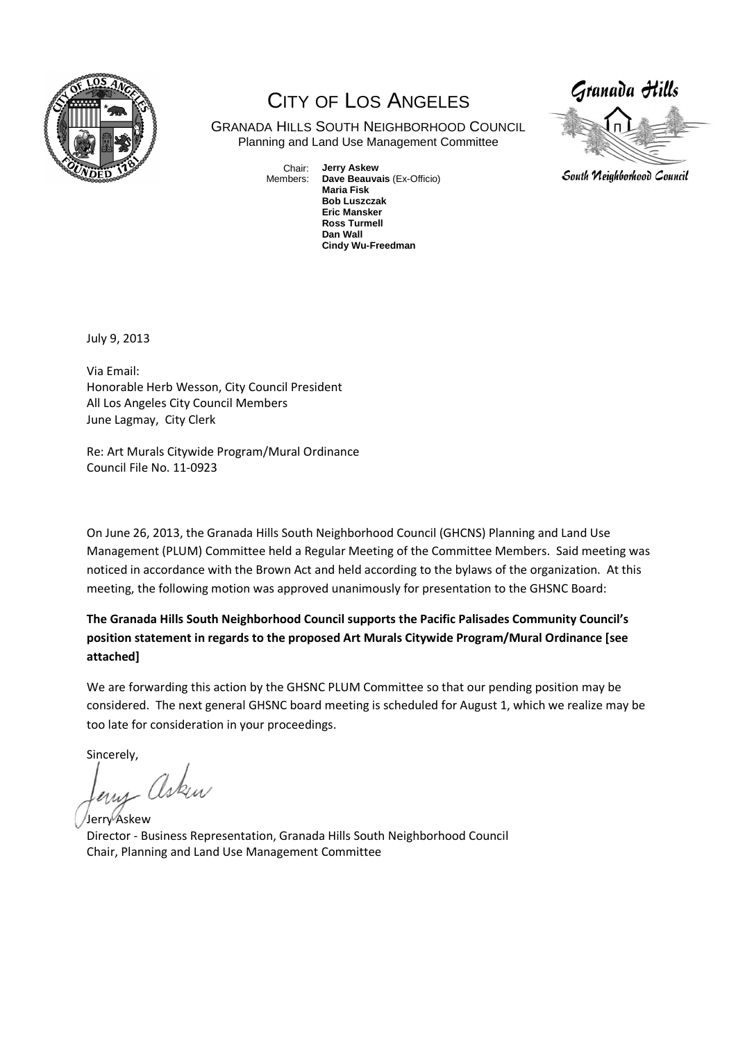# CITY OF LOS ANGELES

GRANADA HILLS SOUTH NEIGHBORHOOD COUNCIL
Planning and Land Use Management Committee

Chair: **Jerry Askew**
Members: **Dave Beauvais** (Ex-Officio)
**Maria Fisk**
**Bob Luszczak**
**Eric Mansker**
**Ross Turmell**
**Dan Wall**
**Cindy Wu-Freedman**

Granada Hills South Neighborhood Council

July 9, 2013

Via Email:
Honorable Herb Wesson, City Council President
All Los Angeles City Council Members
June Lagmay, City Clerk

Re: Art Murals Citywide Program/Mural Ordinance
Council File No. 11-0923

On June 26, 2013, the Granada Hills South Neighborhood Council (GHCNS) Planning and Land Use Management (PLUM) Committee held a Regular Meeting of the Committee Members. Said meeting was noticed in accordance with the Brown Act and held according to the bylaws of the organization. At this meeting, the following motion was approved unanimously for presentation to the GHSNC Board:

**The Granada Hills South Neighborhood Council supports the Pacific Palisades Community Council's position statement in regards to the proposed Art Murals Citywide Program/Mural Ordinance [see attached]**

We are forwarding this action by the GHSNC PLUM Committee so that our pending position may be considered. The next general GHSNC board meeting is scheduled for August 1, which we realize may be too late for consideration in your proceedings.

Sincerely,

Jerry Askew
Director - Business Representation, Granada Hills South Neighborhood Council
Chair, Planning and Land Use Management Committee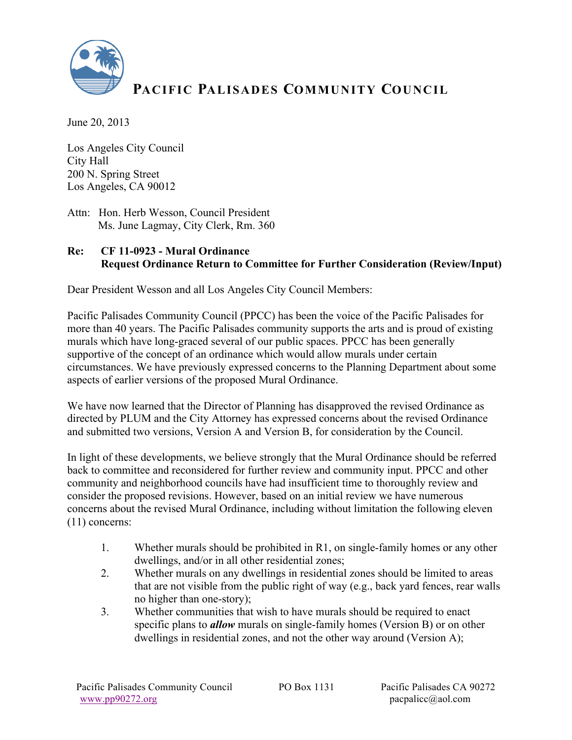# Pacific Palisades Community Council

June 20, 2013

Los Angeles City Council
City Hall
200 N. Spring Street
Los Angeles, CA 90012

Attn: Hon. Herb Wesson, Council President
Ms. June Lagmay, City Clerk, Rm. 360

**Re: CF 11-0923 - Mural Ordinance**
**Request Ordinance Return to Committee for Further Consideration (Review/Input)**

Dear President Wesson and all Los Angeles City Council Members:

Pacific Palisades Community Council (PPCC) has been the voice of the Pacific Palisades for more than 40 years. The Pacific Palisades community supports the arts and is proud of existing murals which have long-graced several of our public spaces. PPCC has been generally supportive of the concept of an ordinance which would allow murals under certain circumstances. We have previously expressed concerns to the Planning Department about some aspects of earlier versions of the proposed Mural Ordinance.

We have now learned that the Director of Planning has disapproved the revised Ordinance as directed by PLUM and the City Attorney has expressed concerns about the revised Ordinance and submitted two versions, Version A and Version B, for consideration by the Council.

In light of these developments, we believe strongly that the Mural Ordinance should be referred back to committee and reconsidered for further review and community input. PPCC and other community and neighborhood councils have had insufficient time to thoroughly review and consider the proposed revisions. However, based on an initial review we have numerous concerns about the revised Mural Ordinance, including without limitation the following eleven (11) concerns:

1. Whether murals should be prohibited in R1, on single-family homes or any other dwellings, and/or in all other residential zones;
2. Whether murals on any dwellings in residential zones should be limited to areas that are not visible from the public right of way (e.g., back yard fences, rear walls no higher than one-story);
3. Whether communities that wish to have murals should be required to enact specific plans to ***allow*** murals on single-family homes (Version B) or on other dwellings in residential zones, and not the other way around (Version A);

Pacific Palisades Community Council PO Box 1131 Pacific Palisades CA 90272
www.pp90272.org pacpalicc@aol.com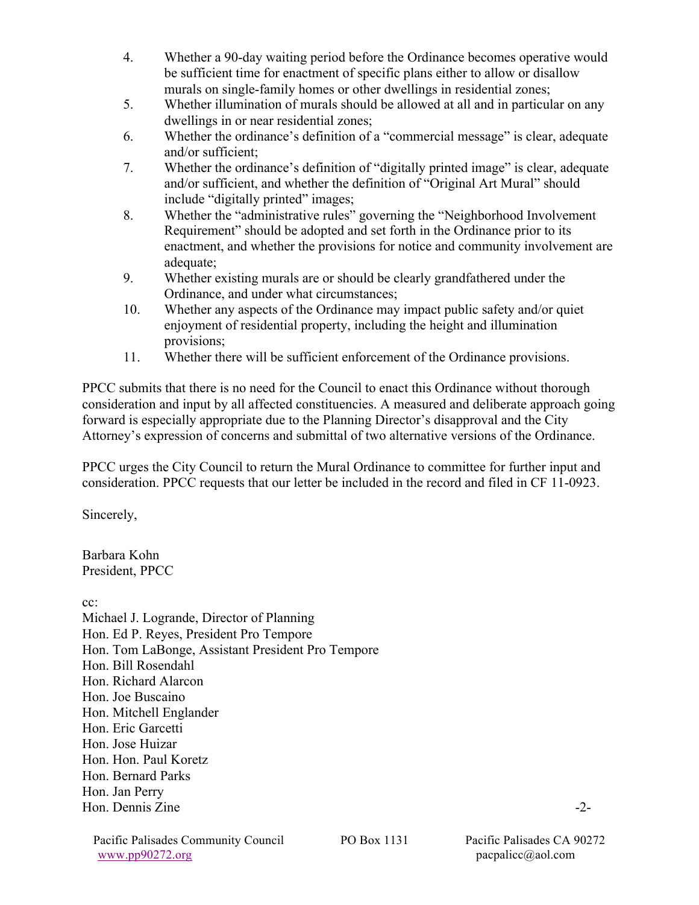4. Whether a 90-day waiting period before the Ordinance becomes operative would be sufficient time for enactment of specific plans either to allow or disallow murals on single-family homes or other dwellings in residential zones;
5. Whether illumination of murals should be allowed at all and in particular on any dwellings in or near residential zones;
6. Whether the ordinance's definition of a "commercial message" is clear, adequate and/or sufficient;
7. Whether the ordinance's definition of "digitally printed image" is clear, adequate and/or sufficient, and whether the definition of "Original Art Mural" should include "digitally printed" images;
8. Whether the "administrative rules" governing the "Neighborhood Involvement Requirement" should be adopted and set forth in the Ordinance prior to its enactment, and whether the provisions for notice and community involvement are adequate;
9. Whether existing murals are or should be clearly grandfathered under the Ordinance, and under what circumstances;
10. Whether any aspects of the Ordinance may impact public safety and/or quiet enjoyment of residential property, including the height and illumination provisions;
11. Whether there will be sufficient enforcement of the Ordinance provisions.

PPCC submits that there is no need for the Council to enact this Ordinance without thorough consideration and input by all affected constituencies. A measured and deliberate approach going forward is especially appropriate due to the Planning Director's disapproval and the City Attorney's expression of concerns and submittal of two alternative versions of the Ordinance.

PPCC urges the City Council to return the Mural Ordinance to committee for further input and consideration. PPCC requests that our letter be included in the record and filed in CF 11-0923.

Sincerely,

Barbara Kohn
President, PPCC

cc:
Michael J. Logrande, Director of Planning
Hon. Ed P. Reyes, President Pro Tempore
Hon. Tom LaBonge, Assistant President Pro Tempore
Hon. Bill Rosendahl
Hon. Richard Alarcon
Hon. Joe Buscaino
Hon. Mitchell Englander
Hon. Eric Garcetti
Hon. Jose Huizar
Hon. Hon. Paul Koretz
Hon. Bernard Parks
Hon. Jan Perry
Hon. Dennis Zine

Pacific Palisades Community Council PO Box 1131 Pacific Palisades CA 90272
www.pp90272.org pacpalicc@aol.com